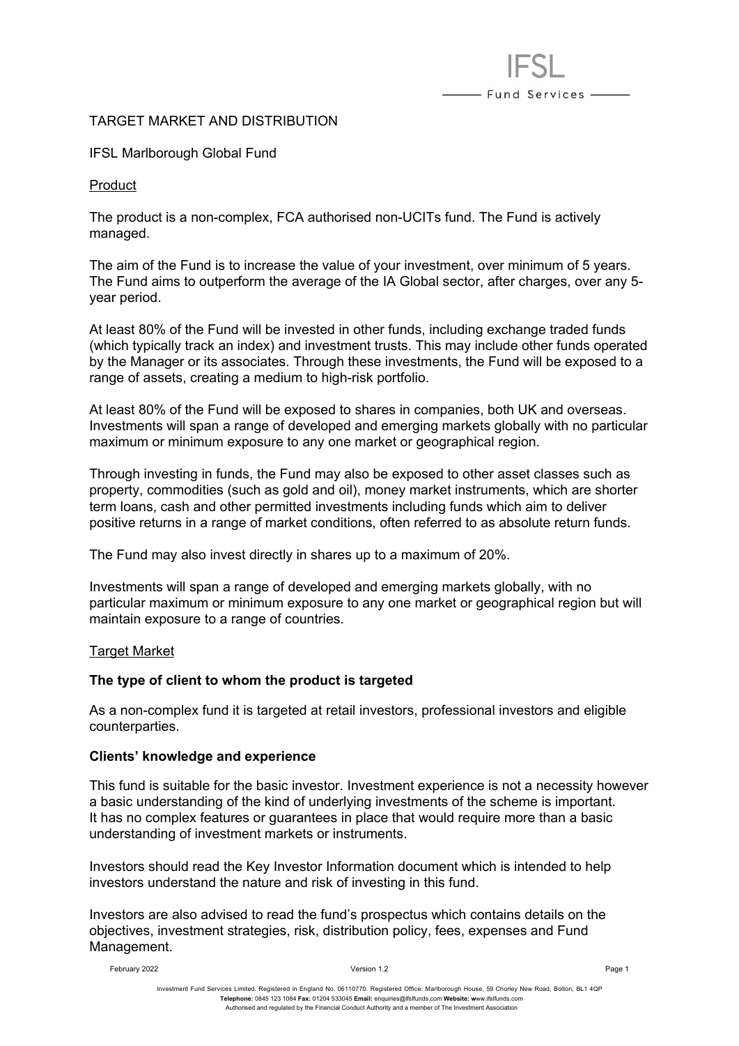# TARGET MARKET AND DISTRIBUTION

IFSL Marlborough Global Fund

## Product

The product is a non-complex, FCA authorised non-UCITs fund. The Fund is actively managed.

The aim of the Fund is to increase the value of your investment, over minimum of 5 years. The Fund aims to outperform the average of the IA Global sector, after charges, over any 5-year period.

At least 80% of the Fund will be invested in other funds, including exchange traded funds (which typically track an index) and investment trusts. This may include other funds operated by the Manager or its associates. Through these investments, the Fund will be exposed to a range of assets, creating a medium to high-risk portfolio.

At least 80% of the Fund will be exposed to shares in companies, both UK and overseas. Investments will span a range of developed and emerging markets globally with no particular maximum or minimum exposure to any one market or geographical region.

Through investing in funds, the Fund may also be exposed to other asset classes such as property, commodities (such as gold and oil), money market instruments, which are shorter term loans, cash and other permitted investments including funds which aim to deliver positive returns in a range of market conditions, often referred to as absolute return funds.

The Fund may also invest directly in shares up to a maximum of 20%.

Investments will span a range of developed and emerging markets globally, with no particular maximum or minimum exposure to any one market or geographical region but will maintain exposure to a range of countries.

## Target Market

### The type of client to whom the product is targeted

As a non-complex fund it is targeted at retail investors, professional investors and eligible counterparties.

### Clients' knowledge and experience

This fund is suitable for the basic investor. Investment experience is not a necessity however a basic understanding of the kind of underlying investments of the scheme is important. It has no complex features or guarantees in place that would require more than a basic understanding of investment markets or instruments.

Investors should read the Key Investor Information document which is intended to help investors understand the nature and risk of investing in this fund.

Investors are also advised to read the fund's prospectus which contains details on the objectives, investment strategies, risk, distribution policy, fees, expenses and Fund Management.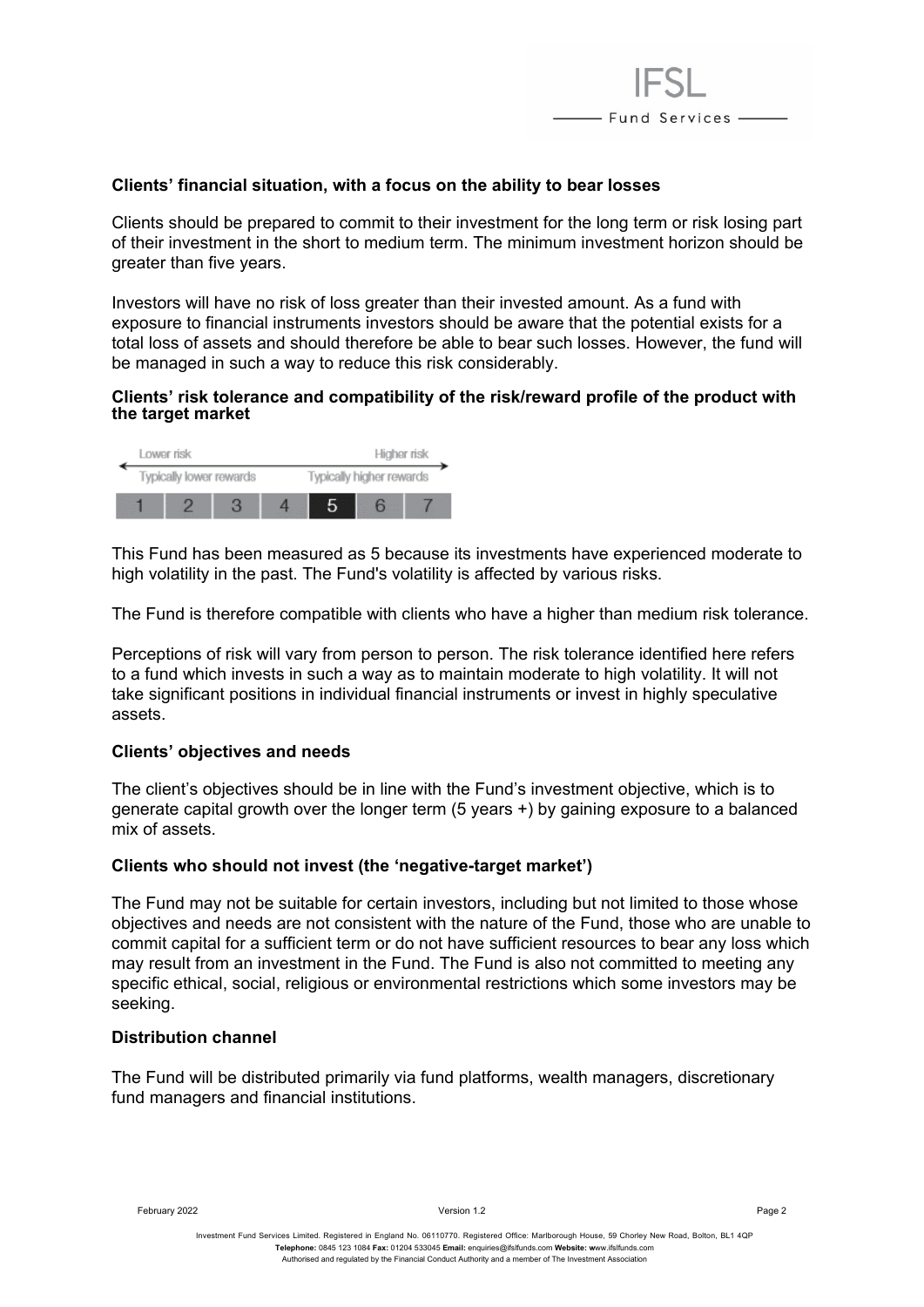**Clients' financial situation, with a focus on the ability to bear losses**

Clients should be prepared to commit to their investment for the long term or risk losing part of their investment in the short to medium term. The minimum investment horizon should be greater than five years.

Investors will have no risk of loss greater than their invested amount. As a fund with exposure to financial instruments investors should be aware that the potential exists for a total loss of assets and should therefore be able to bear such losses. However, the fund will be managed in such a way to reduce this risk considerably.

**Clients' risk tolerance and compatibility of the risk/reward profile of the product with the target market**

Lower risk
Higher risk
Typically lower rewards
Typically higher rewards
1 2 3 4 5 6 7

This Fund has been measured as 5 because its investments have experienced moderate to high volatility in the past. The Fund's volatility is affected by various risks.

The Fund is therefore compatible with clients who have a higher than medium risk tolerance.

Perceptions of risk will vary from person to person. The risk tolerance identified here refers to a fund which invests in such a way as to maintain moderate to high volatility. It will not take significant positions in individual financial instruments or invest in highly speculative assets.

**Clients' objectives and needs**

The client's objectives should be in line with the Fund's investment objective, which is to generate capital growth over the longer term (5 years +) by gaining exposure to a balanced mix of assets.

**Clients who should not invest (the 'negative-target market')**

The Fund may not be suitable for certain investors, including but not limited to those whose objectives and needs are not consistent with the nature of the Fund, those who are unable to commit capital for a sufficient term or do not have sufficient resources to bear any loss which may result from an investment in the Fund. The Fund is also not committed to meeting any specific ethical, social, religious or environmental restrictions which some investors may be seeking.

**Distribution channel**

The Fund will be distributed primarily via fund platforms, wealth managers, discretionary fund managers and financial institutions.